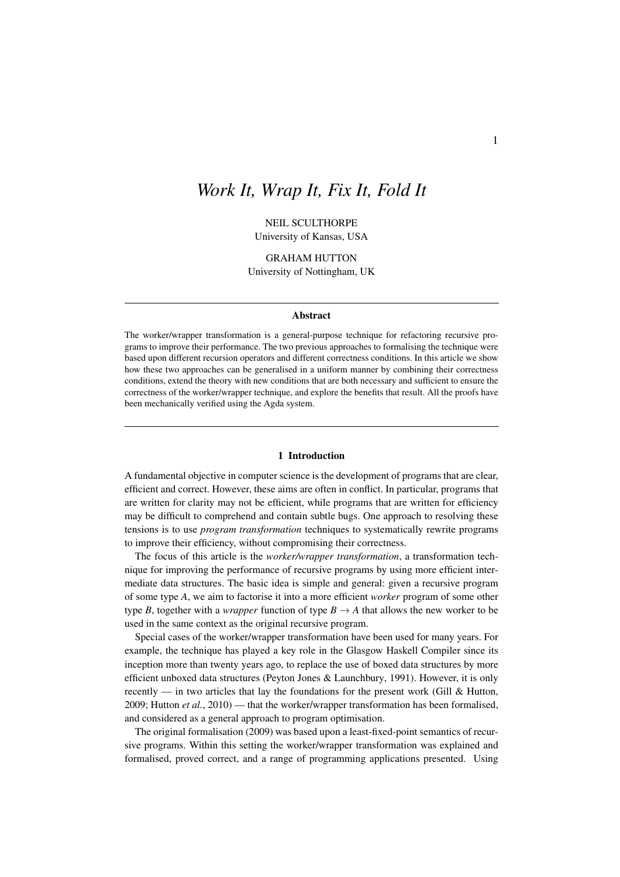# *Work It, Wrap It, Fix It, Fold It*

NEIL SCULTHORPE
University of Kansas, USA

GRAHAM HUTTON
University of Nottingham, UK

---

**Abstract**

The worker/wrapper transformation is a general-purpose technique for refactoring recursive programs to improve their performance. The two previous approaches to formalising the technique were based upon different recursion operators and different correctness conditions. In this article we show how these two approaches can be generalised in a uniform manner by combining their correctness conditions, extend the theory with new conditions that are both necessary and sufficient to ensure the correctness of the worker/wrapper technique, and explore the benefits that result. All the proofs have been mechanically verified using the Agda system.

---

## 1 Introduction

A fundamental objective in computer science is the development of programs that are clear, efficient and correct. However, these aims are often in conflict. In particular, programs that are written for clarity may not be efficient, while programs that are written for efficiency may be difficult to comprehend and contain subtle bugs. One approach to resolving these tensions is to use *program transformation* techniques to systematically rewrite programs to improve their efficiency, without compromising their correctness.

The focus of this article is the *worker/wrapper transformation*, a transformation technique for improving the performance of recursive programs by using more efficient intermediate data structures. The basic idea is simple and general: given a recursive program of some type $A$, we aim to factorise it into a more efficient *worker* program of some other type $B$, together with a *wrapper* function of type $B \to A$ that allows the new worker to be used in the same context as the original recursive program.

Special cases of the worker/wrapper transformation have been used for many years. For example, the technique has played a key role in the Glasgow Haskell Compiler since its inception more than twenty years ago, to replace the use of boxed data structures by more efficient unboxed data structures (Peyton Jones & Launchbury, 1991). However, it is only recently — in two articles that lay the foundations for the present work (Gill & Hutton, 2009; Hutton *et al.*, 2010) — that the worker/wrapper transformation has been formalised, and considered as a general approach to program optimisation.

The original formalisation (2009) was based upon a least-fixed-point semantics of recursive programs. Within this setting the worker/wrapper transformation was explained and formalised, proved correct, and a range of programming applications presented. Using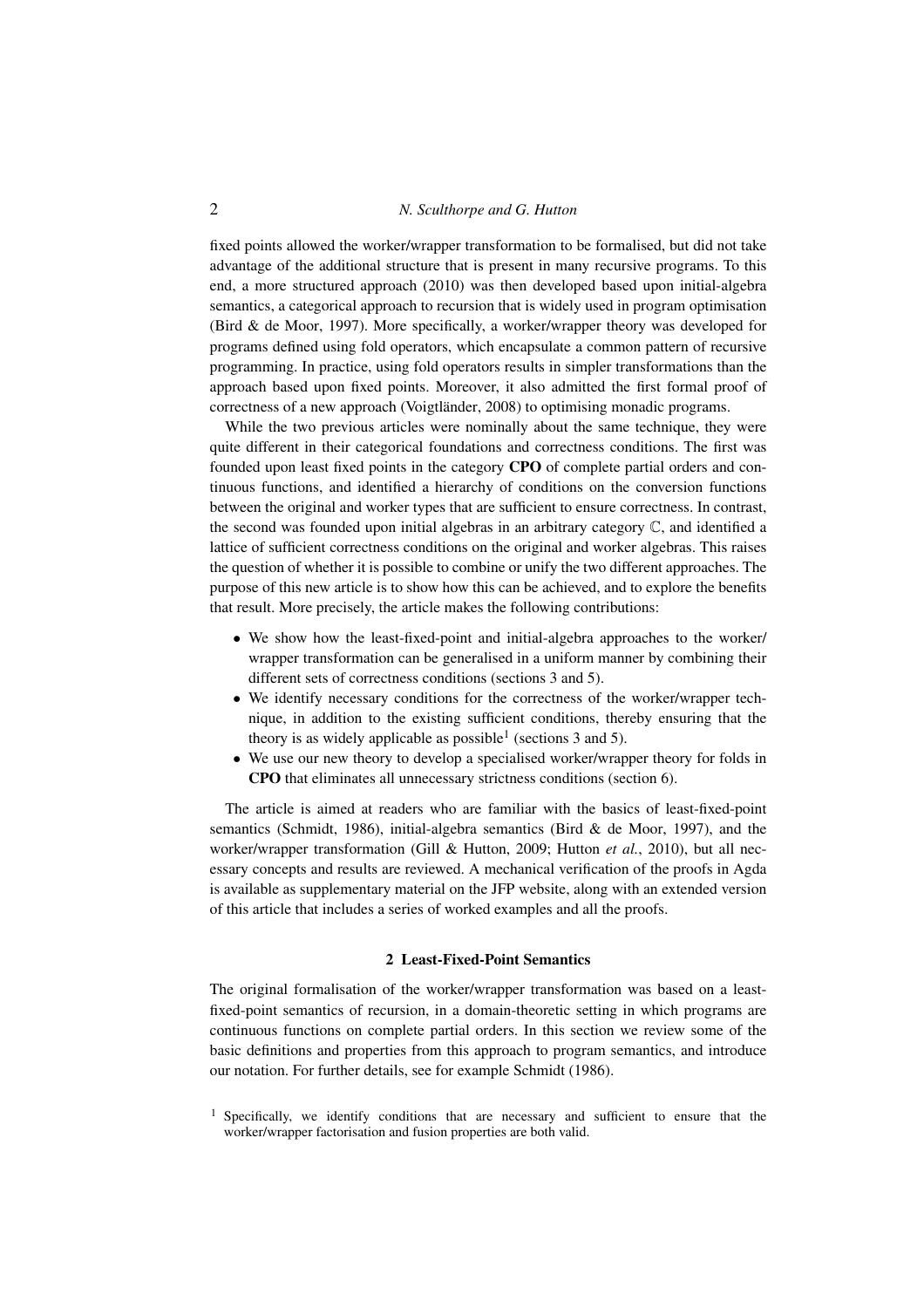fixed points allowed the worker/wrapper transformation to be formalised, but did not take advantage of the additional structure that is present in many recursive programs. To this end, a more structured approach (2010) was then developed based upon initial-algebra semantics, a categorical approach to recursion that is widely used in program optimisation (Bird & de Moor, 1997). More specifically, a worker/wrapper theory was developed for programs defined using fold operators, which encapsulate a common pattern of recursive programming. In practice, using fold operators results in simpler transformations than the approach based upon fixed points. Moreover, it also admitted the first formal proof of correctness of a new approach (Voigtländer, 2008) to optimising monadic programs.

While the two previous articles were nominally about the same technique, they were quite different in their categorical foundations and correctness conditions. The first was founded upon least fixed points in the category **CPO** of complete partial orders and continuous functions, and identified a hierarchy of conditions on the conversion functions between the original and worker types that are sufficient to ensure correctness. In contrast, the second was founded upon initial algebras in an arbitrary category $\mathbb{C}$, and identified a lattice of sufficient correctness conditions on the original and worker algebras. This raises the question of whether it is possible to combine or unify the two different approaches. The purpose of this new article is to show how this can be achieved, and to explore the benefits that result. More precisely, the article makes the following contributions:

- We show how the least-fixed-point and initial-algebra approaches to the worker/wrapper transformation can be generalised in a uniform manner by combining their different sets of correctness conditions (sections 3 and 5).
- We identify necessary conditions for the correctness of the worker/wrapper technique, in addition to the existing sufficient conditions, thereby ensuring that the theory is as widely applicable as possible[1] (sections 3 and 5).
- We use our new theory to develop a specialised worker/wrapper theory for folds in **CPO** that eliminates all unnecessary strictness conditions (section 6).

The article is aimed at readers who are familiar with the basics of least-fixed-point semantics (Schmidt, 1986), initial-algebra semantics (Bird & de Moor, 1997), and the worker/wrapper transformation (Gill & Hutton, 2009; Hutton *et al.*, 2010), but all necessary concepts and results are reviewed. A mechanical verification of the proofs in Agda is available as supplementary material on the JFP website, along with an extended version of this article that includes a series of worked examples and all the proofs.

## 2 Least-Fixed-Point Semantics

The original formalisation of the worker/wrapper transformation was based on a least-fixed-point semantics of recursion, in a domain-theoretic setting in which programs are continuous functions on complete partial orders. In this section we review some of the basic definitions and properties from this approach to program semantics, and introduce our notation. For further details, see for example Schmidt (1986).

[1] Specifically, we identify conditions that are necessary and sufficient to ensure that the worker/wrapper factorisation and fusion properties are both valid.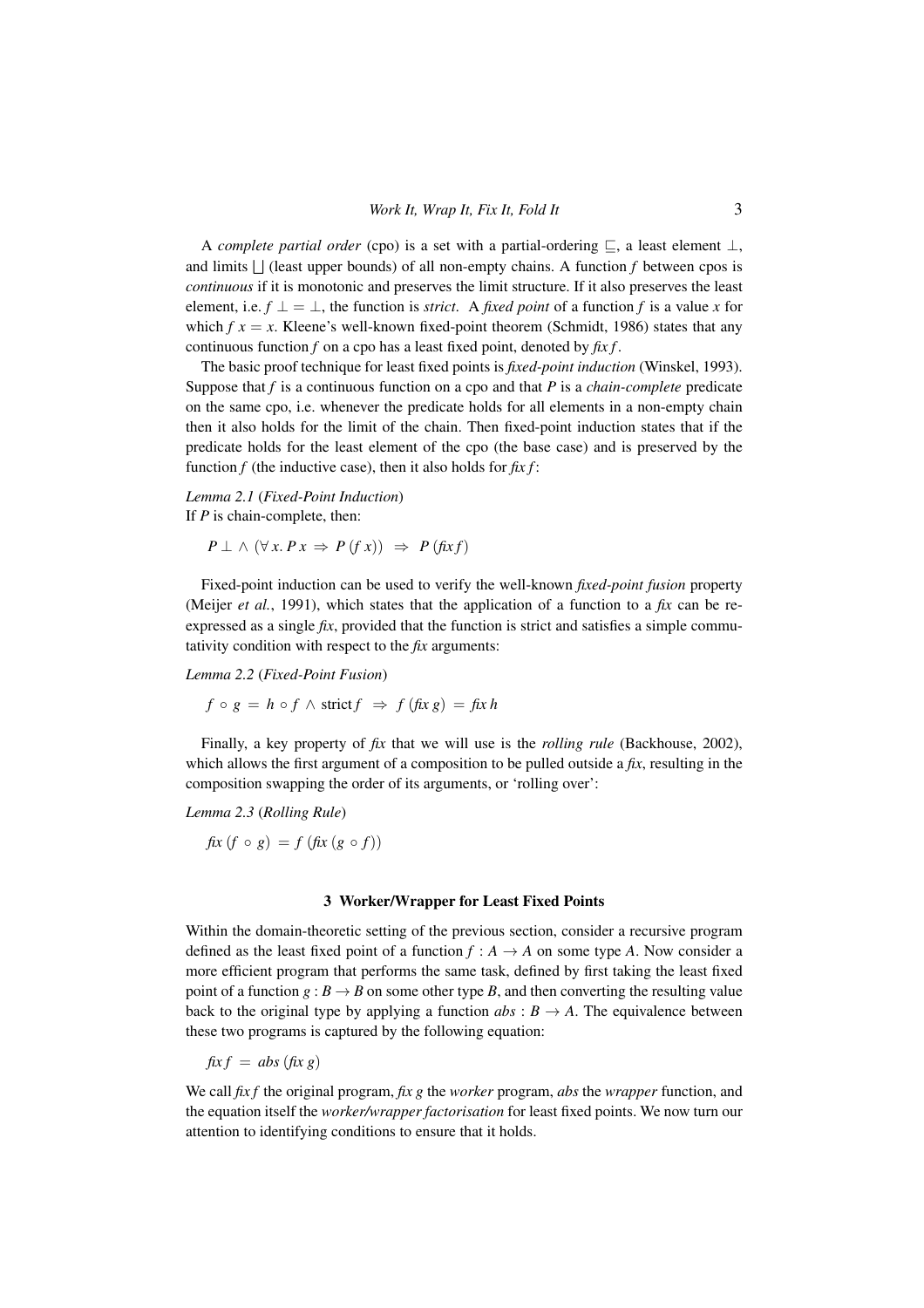A *complete partial order* (cpo) is a set with a partial-ordering $\sqsubseteq$, a least element $\bot$, and limits $\bigsqcup$ (least upper bounds) of all non-empty chains. A function $f$ between cpos is *continuous* if it is monotonic and preserves the limit structure. If it also preserves the least element, i.e. $f\ \bot = \bot$, the function is *strict*. A *fixed point* of a function $f$ is a value $x$ for which $f\ x = x$. Kleene's well-known fixed-point theorem (Schmidt, 1986) states that any continuous function $f$ on a cpo has a least fixed point, denoted by $\mathit{fix}\ f$.

The basic proof technique for least fixed points is *fixed-point induction* (Winskel, 1993). Suppose that $f$ is a continuous function on a cpo and that $P$ is a *chain-complete* predicate on the same cpo, i.e. whenever the predicate holds for all elements in a non-empty chain then it also holds for the limit of the chain. Then fixed-point induction states that if the predicate holds for the least element of the cpo (the base case) and is preserved by the function $f$ (the inductive case), then it also holds for $\mathit{fix}\ f$:

*Lemma 2.1* (*Fixed-Point Induction*)
If $P$ is chain-complete, then:

$$P\ \bot\ \wedge\ (\forall\, x.\ P\ x\ \Rightarrow\ P\ (f\ x))\ \ \Rightarrow\ \ P\ (\mathit{fix}\ f)$$

Fixed-point induction can be used to verify the well-known *fixed-point fusion* property (Meijer *et al.*, 1991), which states that the application of a function to a *fix* can be re-expressed as a single *fix*, provided that the function is strict and satisfies a simple commutativity condition with respect to the *fix* arguments:

*Lemma 2.2* (*Fixed-Point Fusion*)

$$f\ \circ\ g\ =\ h\ \circ\ f\ \wedge\ \mathrm{strict}\ f\ \ \Rightarrow\ \ f\ (\mathit{fix}\ g)\ =\ \mathit{fix}\ h$$

Finally, a key property of *fix* that we will use is the *rolling rule* (Backhouse, 2002), which allows the first argument of a composition to be pulled outside a *fix*, resulting in the composition swapping the order of its arguments, or 'rolling over':

*Lemma 2.3* (*Rolling Rule*)

$$\mathit{fix}\ (f\ \circ\ g)\ =\ f\ (\mathit{fix}\ (g\ \circ\ f))$$

## 3 Worker/Wrapper for Least Fixed Points

Within the domain-theoretic setting of the previous section, consider a recursive program defined as the least fixed point of a function $f : A \rightarrow A$ on some type $A$. Now consider a more efficient program that performs the same task, defined by first taking the least fixed point of a function $g : B \rightarrow B$ on some other type $B$, and then converting the resulting value back to the original type by applying a function $\mathit{abs} : B \rightarrow A$. The equivalence between these two programs is captured by the following equation:

$$\mathit{fix}\ f\ =\ \mathit{abs}\ (\mathit{fix}\ g)$$

We call $\mathit{fix}\ f$ the original program, $\mathit{fix}\ g$ the *worker* program, *abs* the *wrapper* function, and the equation itself the *worker/wrapper factorisation* for least fixed points. We now turn our attention to identifying conditions to ensure that it holds.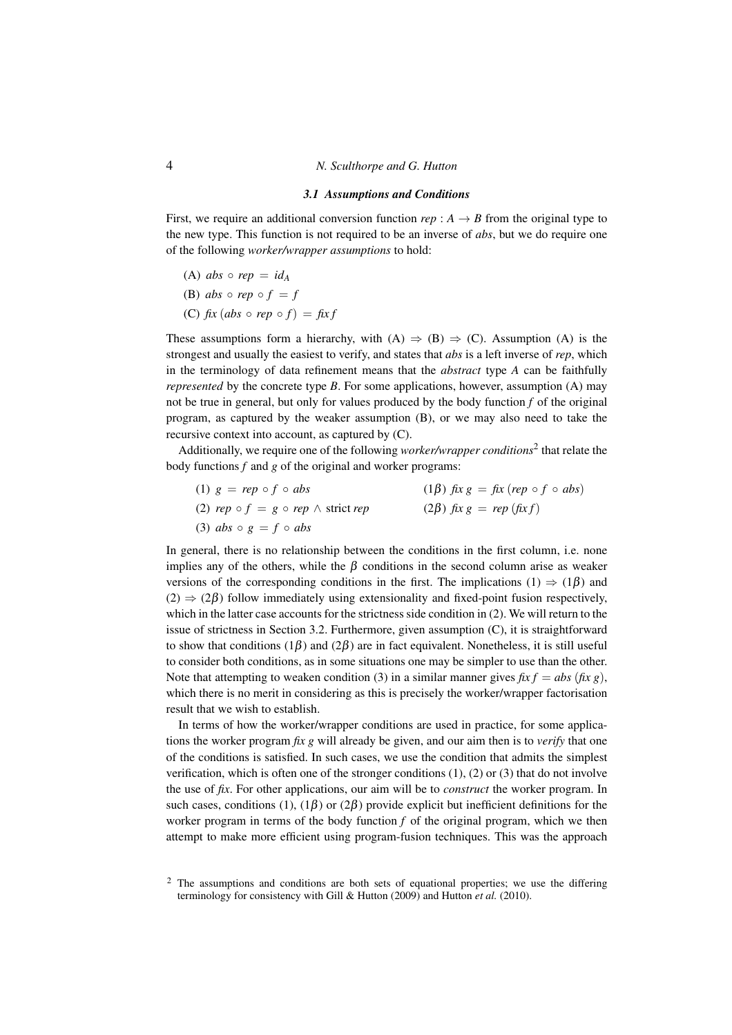### 3.1 Assumptions and Conditions

First, we require an additional conversion function $rep : A \to B$ from the original type to the new type. This function is not required to be an inverse of *abs*, but we do require one of the following *worker/wrapper assumptions* to hold:

(A) $abs \circ rep = id_A$

(B) $abs \circ rep \circ f = f$

(C) $fix\,(abs \circ rep \circ f) = fix\,f$

These assumptions form a hierarchy, with (A) $\Rightarrow$ (B) $\Rightarrow$ (C). Assumption (A) is the strongest and usually the easiest to verify, and states that *abs* is a left inverse of *rep*, which in the terminology of data refinement means that the *abstract* type $A$ can be faithfully *represented* by the concrete type $B$. For some applications, however, assumption (A) may not be true in general, but only for values produced by the body function $f$ of the original program, as captured by the weaker assumption (B), or we may also need to take the recursive context into account, as captured by (C).

Additionally, we require one of the following *worker/wrapper conditions*[2] that relate the body functions $f$ and $g$ of the original and worker programs:

(1) $g = rep \circ f \circ abs$

(2) $rep \circ f = g \circ rep \wedge \text{strict}\ rep$

(3) $abs \circ g = f \circ abs$

($1\beta$) $fix\,g = fix\,(rep \circ f \circ abs)$

($2\beta$) $fix\,g = rep\,(fix\,f)$

In general, there is no relationship between the conditions in the first column, i.e. none implies any of the others, while the $\beta$ conditions in the second column arise as weaker versions of the corresponding conditions in the first. The implications (1) $\Rightarrow$ ($1\beta$) and (2) $\Rightarrow$ ($2\beta$) follow immediately using extensionality and fixed-point fusion respectively, which in the latter case accounts for the strictness side condition in (2). We will return to the issue of strictness in Section 3.2. Furthermore, given assumption (C), it is straightforward to show that conditions ($1\beta$) and ($2\beta$) are in fact equivalent. Nonetheless, it is still useful to consider both conditions, as in some situations one may be simpler to use than the other. Note that attempting to weaken condition (3) in a similar manner gives $fix\,f = abs\,(fix\,g)$, which there is no merit in considering as this is precisely the worker/wrapper factorisation result that we wish to establish.

In terms of how the worker/wrapper conditions are used in practice, for some applications the worker program $fix\,g$ will already be given, and our aim then is to *verify* that one of the conditions is satisfied. In such cases, we use the condition that admits the simplest verification, which is often one of the stronger conditions (1), (2) or (3) that do not involve the use of *fix*. For other applications, our aim will be to *construct* the worker program. In such cases, conditions (1), ($1\beta$) or ($2\beta$) provide explicit but inefficient definitions for the worker program in terms of the body function $f$ of the original program, which we then attempt to make more efficient using program-fusion techniques. This was the approach

[2] The assumptions and conditions are both sets of equational properties; we use the differing terminology for consistency with Gill & Hutton (2009) and Hutton *et al.* (2010).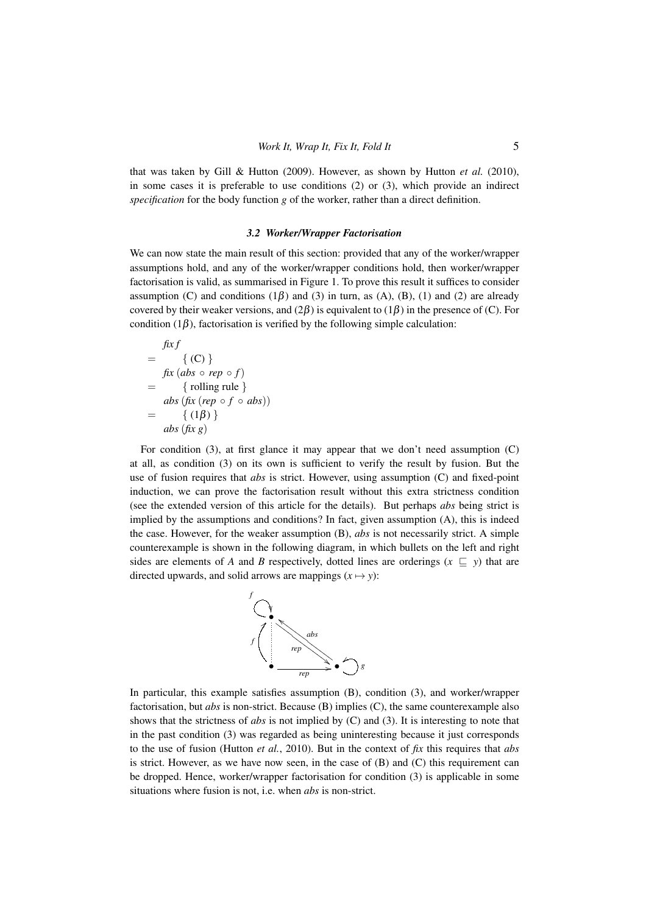that was taken by Gill & Hutton (2009). However, as shown by Hutton *et al.* (2010), in some cases it is preferable to use conditions (2) or (3), which provide an indirect *specification* for the body function $g$ of the worker, rather than a direct definition.

### 3.2 Worker/Wrapper Factorisation

We can now state the main result of this section: provided that any of the worker/wrapper assumptions hold, and any of the worker/wrapper conditions hold, then worker/wrapper factorisation is valid, as summarised in Figure 1. To prove this result it suffices to consider assumption (C) and conditions $(1\beta)$ and (3) in turn, as (A), (B), (1) and (2) are already covered by their weaker versions, and $(2\beta)$ is equivalent to $(1\beta)$ in the presence of (C). For condition $(1\beta)$, factorisation is verified by the following simple calculation:

$$
\begin{array}{ll}
 & \mathit{fix}\ f \\
= & \quad \{\ (\mathrm{C})\ \} \\
 & \mathit{fix}\ (\mathit{abs} \circ \mathit{rep} \circ f) \\
= & \quad \{\ \text{rolling rule}\ \} \\
 & \mathit{abs}\ (\mathit{fix}\ (\mathit{rep} \circ f \circ \mathit{abs})) \\
= & \quad \{\ (1\beta)\ \} \\
 & \mathit{abs}\ (\mathit{fix}\ g)
\end{array}
$$

For condition (3), at first glance it may appear that we don't need assumption (C) at all, as condition (3) on its own is sufficient to verify the result by fusion. But the use of fusion requires that *abs* is strict. However, using assumption (C) and fixed-point induction, we can prove the factorisation result without this extra strictness condition (see the extended version of this article for the details). But perhaps *abs* being strict is implied by the assumptions and conditions? In fact, given assumption (A), this is indeed the case. However, for the weaker assumption (B), *abs* is not necessarily strict. A simple counterexample is shown in the following diagram, in which bullets on the left and right sides are elements of $A$ and $B$ respectively, dotted lines are orderings ($x \sqsubseteq y$) that are directed upwards, and solid arrows are mappings ($x \mapsto y$):

In particular, this example satisfies assumption (B), condition (3), and worker/wrapper factorisation, but *abs* is non-strict. Because (B) implies (C), the same counterexample also shows that the strictness of *abs* is not implied by (C) and (3). It is interesting to note that in the past condition (3) was regarded as being uninteresting because it just corresponds to the use of fusion (Hutton *et al.*, 2010). But in the context of *fix* this requires that *abs* is strict. However, as we have now seen, in the case of (B) and (C) this requirement can be dropped. Hence, worker/wrapper factorisation for condition (3) is applicable in some situations where fusion is not, i.e. when *abs* is non-strict.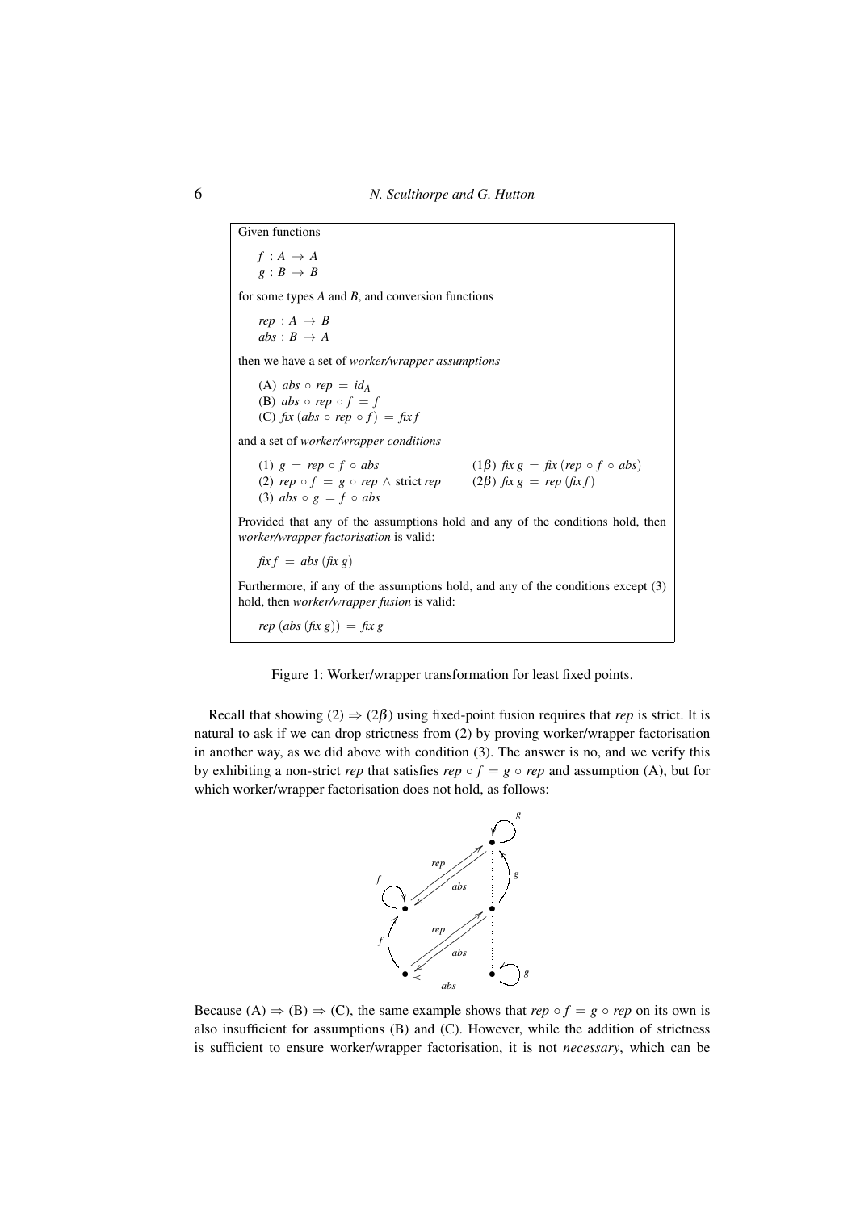Given functions

$f : A \to A$
$g : B \to B$

for some types $A$ and $B$, and conversion functions

$rep : A \to B$
$abs : B \to A$

then we have a set of *worker/wrapper assumptions*

(A) $abs \circ rep = id_A$
(B) $abs \circ rep \circ f = f$
(C) $\mathit{fix}\,(abs \circ rep \circ f) = \mathit{fix}\,f$

and a set of *worker/wrapper conditions*

(1) $g = rep \circ f \circ abs$ (1$\beta$) $\mathit{fix}\,g = \mathit{fix}\,(rep \circ f \circ abs)$
(2) $rep \circ f = g \circ rep \wedge \text{strict } rep$ (2$\beta$) $\mathit{fix}\,g = rep\,(\mathit{fix}\,f)$
(3) $abs \circ g = f \circ abs$

Provided that any of the assumptions hold and any of the conditions hold, then *worker/wrapper factorisation* is valid:

$\mathit{fix}\,f = abs\,(\mathit{fix}\,g)$

Furthermore, if any of the assumptions hold, and any of the conditions except (3) hold, then *worker/wrapper fusion* is valid:

$rep\,(abs\,(\mathit{fix}\,g)) = \mathit{fix}\,g$

Figure 1: Worker/wrapper transformation for least fixed points.

Recall that showing (2) $\Rightarrow$ (2$\beta$) using fixed-point fusion requires that *rep* is strict. It is natural to ask if we can drop strictness from (2) by proving worker/wrapper factorisation in another way, as we did above with condition (3). The answer is no, and we verify this by exhibiting a non-strict *rep* that satisfies $rep \circ f = g \circ rep$ and assumption (A), but for which worker/wrapper factorisation does not hold, as follows:

Because (A) $\Rightarrow$ (B) $\Rightarrow$ (C), the same example shows that $rep \circ f = g \circ rep$ on its own is also insufficient for assumptions (B) and (C). However, while the addition of strictness is sufficient to ensure worker/wrapper factorisation, it is not *necessary*, which can be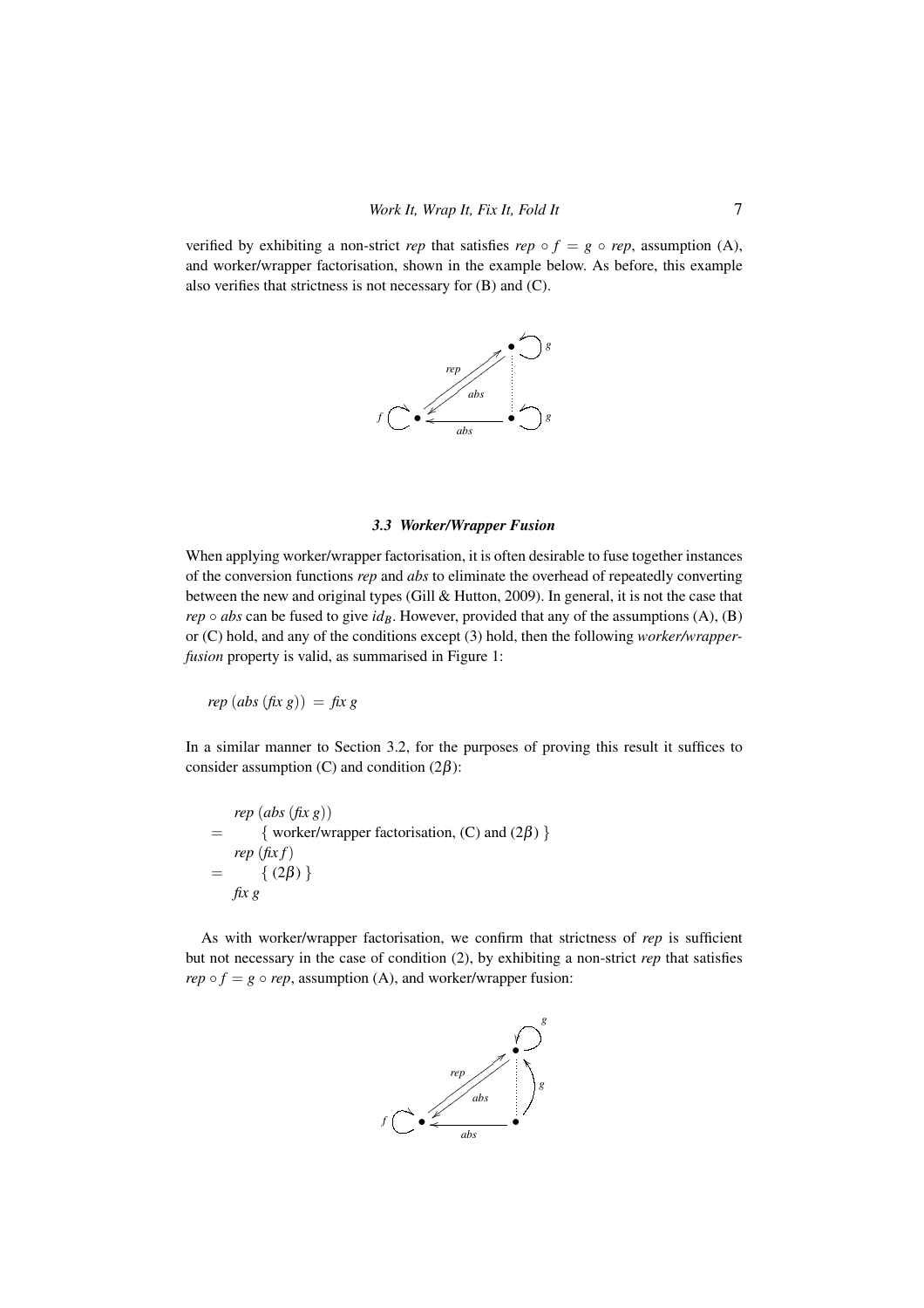verified by exhibiting a non-strict *rep* that satisfies $rep \circ f = g \circ rep$, assumption (A), and worker/wrapper factorisation, shown in the example below. As before, this example also verifies that strictness is not necessary for (B) and (C).

### *3.3 Worker/Wrapper Fusion*

When applying worker/wrapper factorisation, it is often desirable to fuse together instances of the conversion functions *rep* and *abs* to eliminate the overhead of repeatedly converting between the new and original types (Gill & Hutton, 2009). In general, it is not the case that $rep \circ abs$ can be fused to give $id_B$. However, provided that any of the assumptions (A), (B) or (C) hold, and any of the conditions except (3) hold, then the following *worker/wrapper-fusion* property is valid, as summarised in Figure 1:

$$rep\ (abs\ (\mathit{fix}\ g)) = \mathit{fix}\ g$$

In a similar manner to Section 3.2, for the purposes of proving this result it suffices to consider assumption (C) and condition ($2\beta$):

$$
\begin{array}{ll}
 & rep\ (abs\ (\mathit{fix}\ g)) \\
= & \quad \{\text{ worker/wrapper factorisation, (C) and } (2\beta) \} \\
 & rep\ (\mathit{fix}\ f) \\
= & \quad \{ (2\beta) \} \\
 & \mathit{fix}\ g
\end{array}
$$

As with worker/wrapper factorisation, we confirm that strictness of *rep* is sufficient but not necessary in the case of condition (2), by exhibiting a non-strict *rep* that satisfies $rep \circ f = g \circ rep$, assumption (A), and worker/wrapper fusion: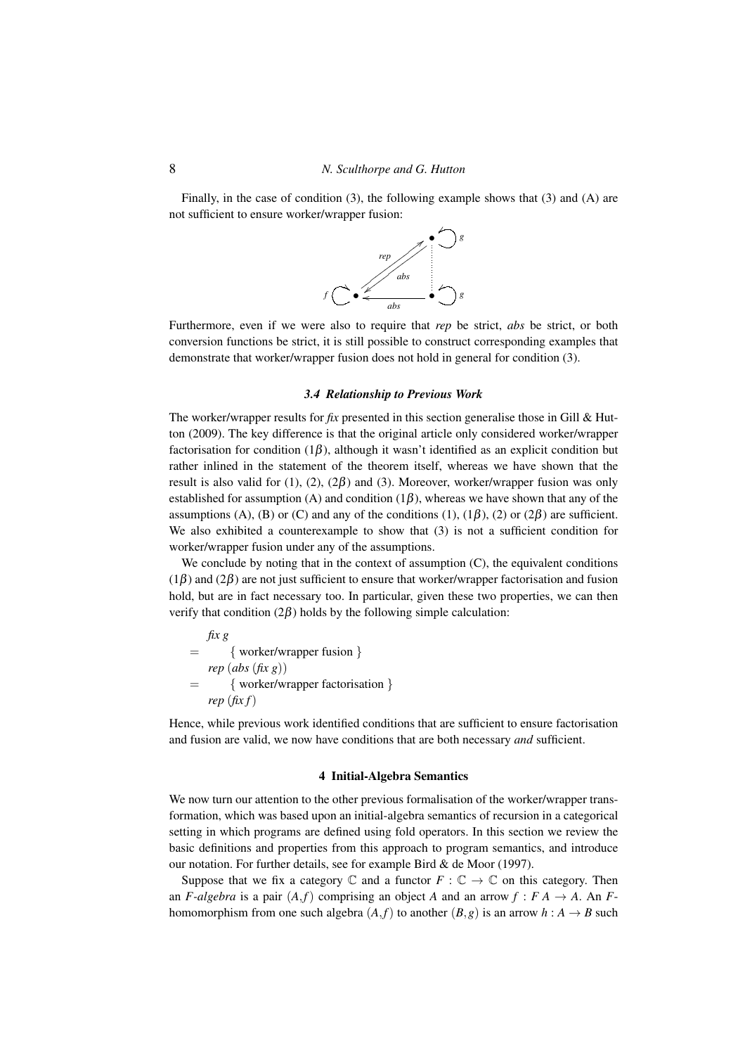Finally, in the case of condition (3), the following example shows that (3) and (A) are not sufficient to ensure worker/wrapper fusion:

Furthermore, even if we were also to require that *rep* be strict, *abs* be strict, or both conversion functions be strict, it is still possible to construct corresponding examples that demonstrate that worker/wrapper fusion does not hold in general for condition (3).

### 3.4 Relationship to Previous Work

The worker/wrapper results for *fix* presented in this section generalise those in Gill & Hutton (2009). The key difference is that the original article only considered worker/wrapper factorisation for condition ($1\beta$), although it wasn't identified as an explicit condition but rather inlined in the statement of the theorem itself, whereas we have shown that the result is also valid for (1), (2), ($2\beta$) and (3). Moreover, worker/wrapper fusion was only established for assumption (A) and condition ($1\beta$), whereas we have shown that any of the assumptions (A), (B) or (C) and any of the conditions (1), ($1\beta$), (2) or ($2\beta$) are sufficient. We also exhibited a counterexample to show that (3) is not a sufficient condition for worker/wrapper fusion under any of the assumptions.

We conclude by noting that in the context of assumption (C), the equivalent conditions ($1\beta$) and ($2\beta$) are not just sufficient to ensure that worker/wrapper factorisation and fusion hold, but are in fact necessary too. In particular, given these two properties, we can then verify that condition ($2\beta$) holds by the following simple calculation:

$$
\begin{aligned}
& \mathit{fix}\ g \\
= & \quad \{ \text{ worker/wrapper fusion } \} \\
& \mathit{rep}\ (\mathit{abs}\ (\mathit{fix}\ g)) \\
= & \quad \{ \text{ worker/wrapper factorisation } \} \\
& \mathit{rep}\ (\mathit{fix}\ f)
\end{aligned}
$$

Hence, while previous work identified conditions that are sufficient to ensure factorisation and fusion are valid, we now have conditions that are both necessary *and* sufficient.

## 4 Initial-Algebra Semantics

We now turn our attention to the other previous formalisation of the worker/wrapper transformation, which was based upon an initial-algebra semantics of recursion in a categorical setting in which programs are defined using fold operators. In this section we review the basic definitions and properties from this approach to program semantics, and introduce our notation. For further details, see for example Bird & de Moor (1997).

Suppose that we fix a category $\mathbb{C}$ and a functor $F : \mathbb{C} \to \mathbb{C}$ on this category. Then an *F-algebra* is a pair $(A, f)$ comprising an object $A$ and an arrow $f : F\ A \to A$. An *F*-homomorphism from one such algebra $(A, f)$ to another $(B, g)$ is an arrow $h : A \to B$ such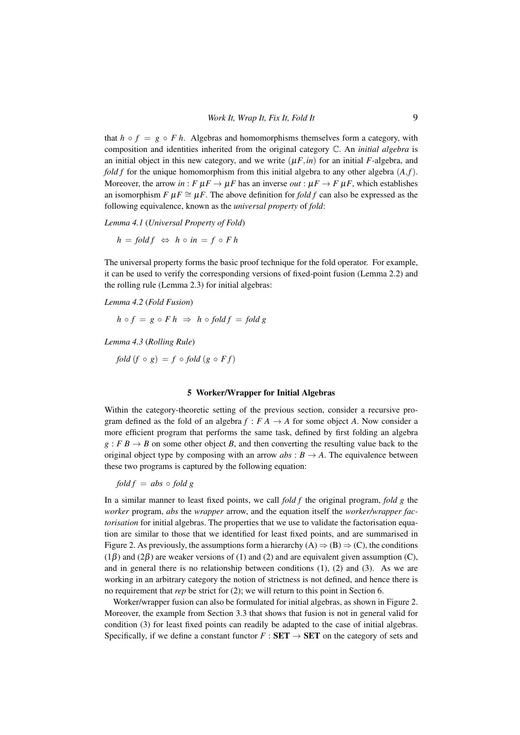that $h \circ f \;=\; g \circ F\,h$. Algebras and homomorphisms themselves form a category, with composition and identities inherited from the original category $\mathbb{C}$. An *initial algebra* is an initial object in this new category, and we write $(\mu F, in)$ for an initial $F$-algebra, and $\mathit{fold}\,f$ for the unique homomorphism from this initial algebra to any other algebra $(A, f)$. Moreover, the arrow $in : F\,\mu F \to \mu F$ has an inverse $out : \mu F \to F\,\mu F$, which establishes an isomorphism $F\,\mu F \cong \mu F$. The above definition for $\mathit{fold}\,f$ can also be expressed as the following equivalence, known as the *universal property* of *fold*:

*Lemma 4.1* (*Universal Property of Fold*)

$$h \;=\; \mathit{fold}\,f \;\;\Leftrightarrow\;\; h \circ in \;=\; f \circ F\,h$$

The universal property forms the basic proof technique for the fold operator. For example, it can be used to verify the corresponding versions of fixed-point fusion (Lemma 2.2) and the rolling rule (Lemma 2.3) for initial algebras:

*Lemma 4.2* (*Fold Fusion*)

$$h \circ f \;=\; g \circ F\,h \;\;\Rightarrow\;\; h \circ \mathit{fold}\,f \;=\; \mathit{fold}\,g$$

*Lemma 4.3* (*Rolling Rule*)

$$\mathit{fold}\,(f \circ g) \;=\; f \circ \mathit{fold}\,(g \circ F\,f)$$

## 5 Worker/Wrapper for Initial Algebras

Within the category-theoretic setting of the previous section, consider a recursive program defined as the fold of an algebra $f : F\,A \to A$ for some object $A$. Now consider a more efficient program that performs the same task, defined by first folding an algebra $g : F\,B \to B$ on some other object $B$, and then converting the resulting value back to the original object type by composing with an arrow $abs : B \to A$. The equivalence between these two programs is captured by the following equation:

$$\mathit{fold}\,f \;=\; abs \circ \mathit{fold}\,g$$

In a similar manner to least fixed points, we call $\mathit{fold}\,f$ the original program, $\mathit{fold}\,g$ the *worker* program, *abs* the *wrapper* arrow, and the equation itself the *worker/wrapper factorisation* for initial algebras. The properties that we use to validate the factorisation equation are similar to those that we identified for least fixed points, and are summarised in Figure 2. As previously, the assumptions form a hierarchy (A) $\Rightarrow$ (B) $\Rightarrow$ (C), the conditions ($1\beta$) and ($2\beta$) are weaker versions of (1) and (2) and are equivalent given assumption (C), and in general there is no relationship between conditions (1), (2) and (3). As we are working in an arbitrary category the notion of strictness is not defined, and hence there is no requirement that *rep* be strict for (2); we will return to this point in Section 6.

Worker/wrapper fusion can also be formulated for initial algebras, as shown in Figure 2. Moreover, the example from Section 3.3 that shows that fusion is not in general valid for condition (3) for least fixed points can readily be adapted to the case of initial algebras. Specifically, if we define a constant functor $F : \mathbf{SET} \to \mathbf{SET}$ on the category of sets and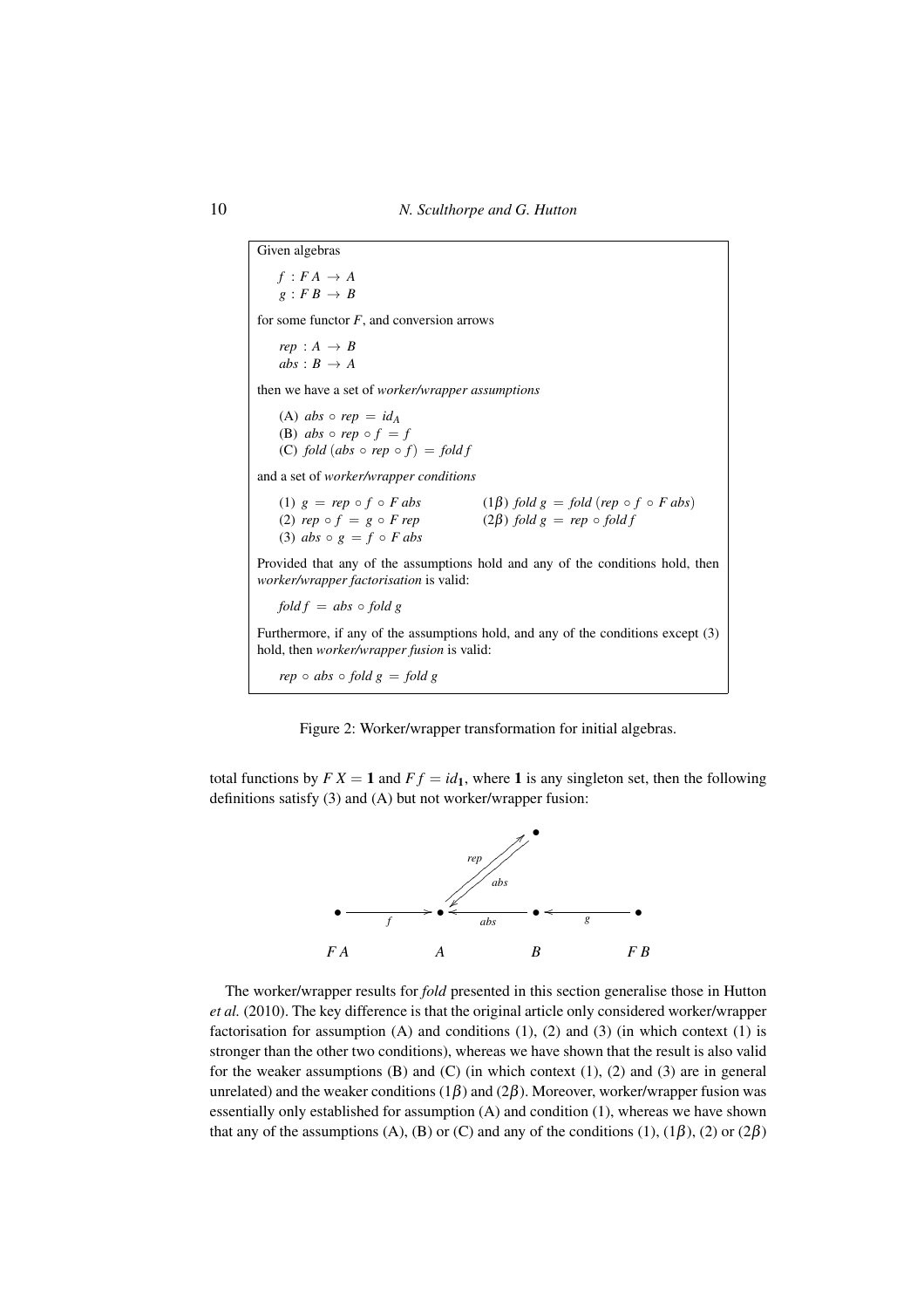Given algebras

$$f : F\,A \rightarrow A$$
$$g : F\,B \rightarrow B$$

for some functor $F$, and conversion arrows

$$rep : A \rightarrow B$$
$$abs : B \rightarrow A$$

then we have a set of *worker/wrapper assumptions*

(A) $abs \circ rep = id_A$

(B) $abs \circ rep \circ f = f$

(C) $fold\,(abs \circ rep \circ f) = fold\,f$

and a set of *worker/wrapper conditions*

(1) $g = rep \circ f \circ F\,abs$

(2) $rep \circ f = g \circ F\,rep$

(3) $abs \circ g = f \circ F\,abs$

($1\beta$) $fold\,g = fold\,(rep \circ f \circ F\,abs)$

($2\beta$) $fold\,g = rep \circ fold\,f$

Provided that any of the assumptions hold and any of the conditions hold, then *worker/wrapper factorisation* is valid:

$$fold\,f = abs \circ fold\,g$$

Furthermore, if any of the assumptions hold, and any of the conditions except (3) hold, then *worker/wrapper fusion* is valid:

$$rep \circ abs \circ fold\,g = fold\,g$$

Figure 2: Worker/wrapper transformation for initial algebras.

total functions by $F\,X = \mathbf{1}$ and $F\,f = id_{\mathbf{1}}$, where $\mathbf{1}$ is any singleton set, then the following definitions satisfy (3) and (A) but not worker/wrapper fusion:

$$F\,A \xrightarrow{\;f\;} A \xleftarrow{\;abs\;} B \xleftarrow{\;g\;} F\,B$$

(with $rep$ mapping the element of $A$ to a second element of $B$, and $abs$ mapping that element back to $A$)

The worker/wrapper results for *fold* presented in this section generalise those in Hutton *et al.* (2010). The key difference is that the original article only considered worker/wrapper factorisation for assumption (A) and conditions (1), (2) and (3) (in which context (1) is stronger than the other two conditions), whereas we have shown that the result is also valid for the weaker assumptions (B) and (C) (in which context (1), (2) and (3) are in general unrelated) and the weaker conditions ($1\beta$) and ($2\beta$). Moreover, worker/wrapper fusion was essentially only established for assumption (A) and condition (1), whereas we have shown that any of the assumptions (A), (B) or (C) and any of the conditions (1), ($1\beta$), (2) or ($2\beta$)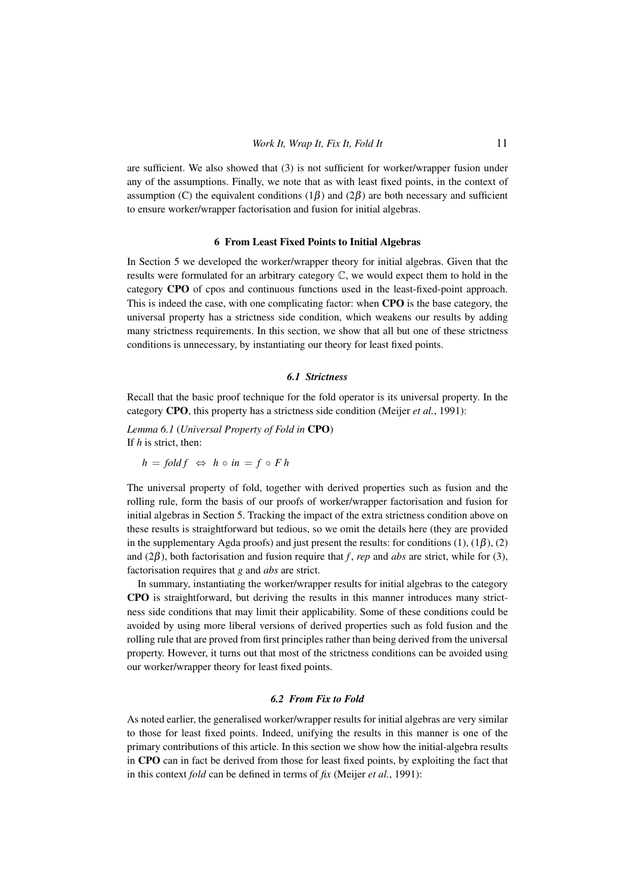are sufficient. We also showed that (3) is not sufficient for worker/wrapper fusion under any of the assumptions. Finally, we note that as with least fixed points, in the context of assumption (C) the equivalent conditions ($1\beta$) and ($2\beta$) are both necessary and sufficient to ensure worker/wrapper factorisation and fusion for initial algebras.

## 6 From Least Fixed Points to Initial Algebras

In Section 5 we developed the worker/wrapper theory for initial algebras. Given that the results were formulated for an arbitrary category $\mathbb{C}$, we would expect them to hold in the category **CPO** of cpos and continuous functions used in the least-fixed-point approach. This is indeed the case, with one complicating factor: when **CPO** is the base category, the universal property has a strictness side condition, which weakens our results by adding many strictness requirements. In this section, we show that all but one of these strictness conditions is unnecessary, by instantiating our theory for least fixed points.

### 6.1 Strictness

Recall that the basic proof technique for the fold operator is its universal property. In the category **CPO**, this property has a strictness side condition (Meijer *et al.*, 1991):

*Lemma 6.1* (*Universal Property of Fold in* **CPO**)
If $h$ is strict, then:

$$h = \mathit{fold}\, f \;\Leftrightarrow\; h \circ \mathit{in} = f \circ F\, h$$

The universal property of fold, together with derived properties such as fusion and the rolling rule, form the basis of our proofs of worker/wrapper factorisation and fusion for initial algebras in Section 5. Tracking the impact of the extra strictness condition above on these results is straightforward but tedious, so we omit the details here (they are provided in the supplementary Agda proofs) and just present the results: for conditions (1), ($1\beta$), (2) and ($2\beta$), both factorisation and fusion require that $f$, *rep* and *abs* are strict, while for (3), factorisation requires that $g$ and *abs* are strict.

In summary, instantiating the worker/wrapper results for initial algebras to the category **CPO** is straightforward, but deriving the results in this manner introduces many strictness side conditions that may limit their applicability. Some of these conditions could be avoided by using more liberal versions of derived properties such as fold fusion and the rolling rule that are proved from first principles rather than being derived from the universal property. However, it turns out that most of the strictness conditions can be avoided using our worker/wrapper theory for least fixed points.

### 6.2 From Fix to Fold

As noted earlier, the generalised worker/wrapper results for initial algebras are very similar to those for least fixed points. Indeed, unifying the results in this manner is one of the primary contributions of this article. In this section we show how the initial-algebra results in **CPO** can in fact be derived from those for least fixed points, by exploiting the fact that in this context *fold* can be defined in terms of *fix* (Meijer *et al.*, 1991):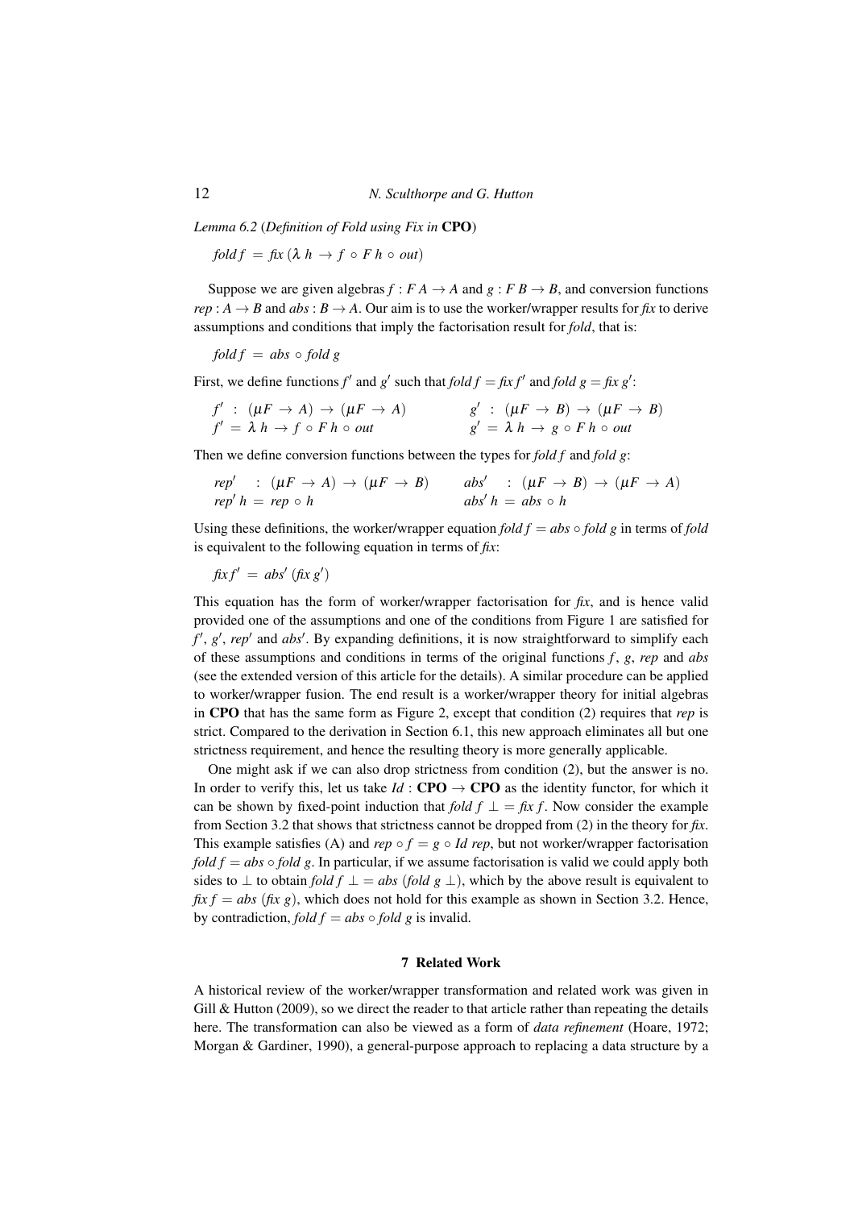*Lemma 6.2* (*Definition of Fold using Fix in* **CPO**)

$$fold\, f \;=\; fix\, (\lambda\, h \;\rightarrow\; f \,\circ\, F\, h \,\circ\, out)$$

Suppose we are given algebras $f : F\, A \rightarrow A$ and $g : F\, B \rightarrow B$, and conversion functions $rep : A \rightarrow B$ and $abs : B \rightarrow A$. Our aim is to use the worker/wrapper results for *fix* to derive assumptions and conditions that imply the factorisation result for *fold*, that is:

$$fold\, f \;=\; abs \,\circ\, fold\, g$$

First, we define functions $f'$ and $g'$ such that $fold\, f = fix\, f'$ and $fold\, g = fix\, g'$:

$$f' \;:\; (\mu F \,\rightarrow\, A) \,\rightarrow\, (\mu F \,\rightarrow\, A) \qquad\qquad g' \;:\; (\mu F \,\rightarrow\, B) \,\rightarrow\, (\mu F \,\rightarrow\, B)$$
$$f' \;=\; \lambda\, h \,\rightarrow\, f \,\circ\, F\, h \,\circ\, out \qquad\qquad g' \;=\; \lambda\, h \,\rightarrow\, g \,\circ\, F\, h \,\circ\, out$$

Then we define conversion functions between the types for *fold f* and *fold g*:

$$rep' \;\;:\; (\mu F \,\rightarrow\, A) \,\rightarrow\, (\mu F \,\rightarrow\, B) \qquad\qquad abs' \;\;:\; (\mu F \,\rightarrow\, B) \,\rightarrow\, (\mu F \,\rightarrow\, A)$$
$$rep'\, h \;=\; rep \,\circ\, h \qquad\qquad abs'\, h \;=\; abs \,\circ\, h$$

Using these definitions, the worker/wrapper equation $fold\, f = abs \circ fold\, g$ in terms of *fold* is equivalent to the following equation in terms of *fix*:

$$fix\, f' \;=\; abs'\, (fix\, g')$$

This equation has the form of worker/wrapper factorisation for *fix*, and is hence valid provided one of the assumptions and one of the conditions from Figure 1 are satisfied for $f'$, $g'$, $rep'$ and $abs'$. By expanding definitions, it is now straightforward to simplify each of these assumptions and conditions in terms of the original functions $f$, $g$, *rep* and *abs* (see the extended version of this article for the details). A similar procedure can be applied to worker/wrapper fusion. The end result is a worker/wrapper theory for initial algebras in **CPO** that has the same form as Figure 2, except that condition (2) requires that *rep* is strict. Compared to the derivation in Section 6.1, this new approach eliminates all but one strictness requirement, and hence the resulting theory is more generally applicable.

One might ask if we can also drop strictness from condition (2), but the answer is no. In order to verify this, let us take $Id : \mathbf{CPO} \rightarrow \mathbf{CPO}$ as the identity functor, for which it can be shown by fixed-point induction that $fold\, f\, \perp \,=\, fix\, f$. Now consider the example from Section 3.2 that shows that strictness cannot be dropped from (2) in the theory for *fix*. This example satisfies (A) and $rep \circ f = g \circ Id\ rep$, but not worker/wrapper factorisation $fold\, f = abs \circ fold\, g$. In particular, if we assume factorisation is valid we could apply both sides to $\perp$ to obtain $fold\, f\, \perp \,=\, abs\, (fold\, g\, \perp)$, which by the above result is equivalent to $fix\, f = abs\, (fix\, g)$, which does not hold for this example as shown in Section 3.2. Hence, by contradiction, $fold\, f = abs \circ fold\, g$ is invalid.

## 7 Related Work

A historical review of the worker/wrapper transformation and related work was given in Gill & Hutton (2009), so we direct the reader to that article rather than repeating the details here. The transformation can also be viewed as a form of *data refinement* (Hoare, 1972; Morgan & Gardiner, 1990), a general-purpose approach to replacing a data structure by a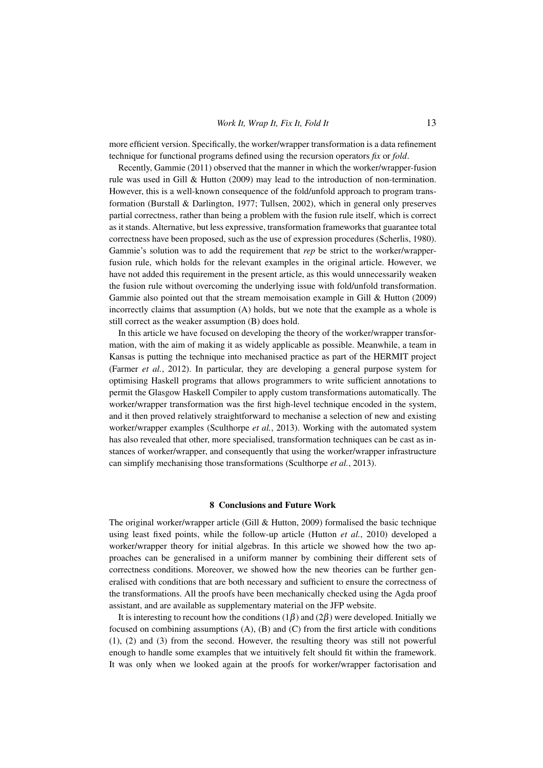more efficient version. Specifically, the worker/wrapper transformation is a data refinement technique for functional programs defined using the recursion operators *fix* or *fold*.

Recently, Gammie (2011) observed that the manner in which the worker/wrapper-fusion rule was used in Gill & Hutton (2009) may lead to the introduction of non-termination. However, this is a well-known consequence of the fold/unfold approach to program transformation (Burstall & Darlington, 1977; Tullsen, 2002), which in general only preserves partial correctness, rather than being a problem with the fusion rule itself, which is correct as it stands. Alternative, but less expressive, transformation frameworks that guarantee total correctness have been proposed, such as the use of expression procedures (Scherlis, 1980). Gammie's solution was to add the requirement that *rep* be strict to the worker/wrapper-fusion rule, which holds for the relevant examples in the original article. However, we have not added this requirement in the present article, as this would unnecessarily weaken the fusion rule without overcoming the underlying issue with fold/unfold transformation. Gammie also pointed out that the stream memoisation example in Gill & Hutton (2009) incorrectly claims that assumption (A) holds, but we note that the example as a whole is still correct as the weaker assumption (B) does hold.

In this article we have focused on developing the theory of the worker/wrapper transformation, with the aim of making it as widely applicable as possible. Meanwhile, a team in Kansas is putting the technique into mechanised practice as part of the HERMIT project (Farmer *et al.*, 2012). In particular, they are developing a general purpose system for optimising Haskell programs that allows programmers to write sufficient annotations to permit the Glasgow Haskell Compiler to apply custom transformations automatically. The worker/wrapper transformation was the first high-level technique encoded in the system, and it then proved relatively straightforward to mechanise a selection of new and existing worker/wrapper examples (Sculthorpe *et al.*, 2013). Working with the automated system has also revealed that other, more specialised, transformation techniques can be cast as instances of worker/wrapper, and consequently that using the worker/wrapper infrastructure can simplify mechanising those transformations (Sculthorpe *et al.*, 2013).

## 8 Conclusions and Future Work

The original worker/wrapper article (Gill & Hutton, 2009) formalised the basic technique using least fixed points, while the follow-up article (Hutton *et al.*, 2010) developed a worker/wrapper theory for initial algebras. In this article we showed how the two approaches can be generalised in a uniform manner by combining their different sets of correctness conditions. Moreover, we showed how the new theories can be further generalised with conditions that are both necessary and sufficient to ensure the correctness of the transformations. All the proofs have been mechanically checked using the Agda proof assistant, and are available as supplementary material on the JFP website.

It is interesting to recount how the conditions ($1\beta$) and ($2\beta$) were developed. Initially we focused on combining assumptions (A), (B) and (C) from the first article with conditions (1), (2) and (3) from the second. However, the resulting theory was still not powerful enough to handle some examples that we intuitively felt should fit within the framework. It was only when we looked again at the proofs for worker/wrapper factorisation and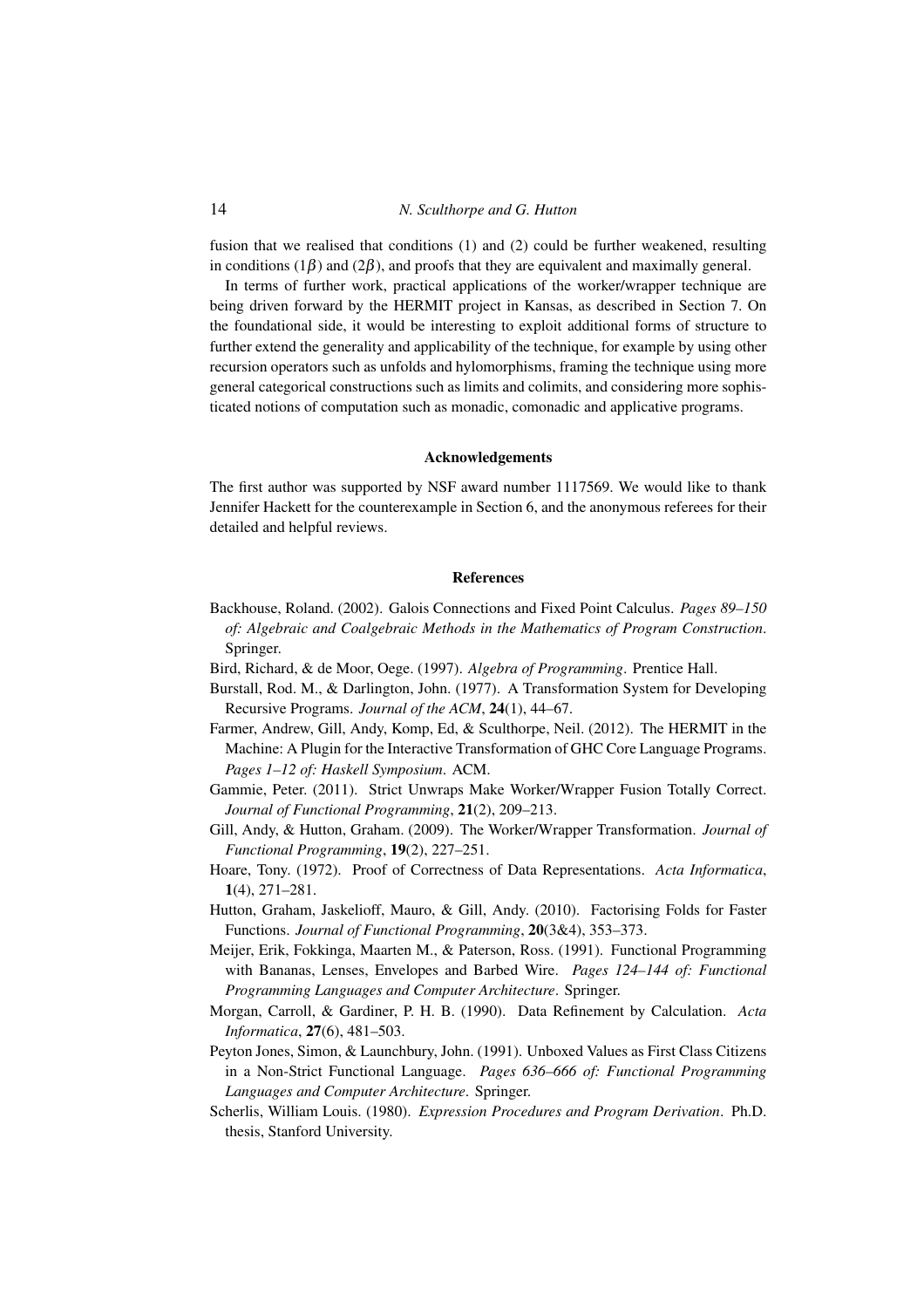fusion that we realised that conditions (1) and (2) could be further weakened, resulting in conditions ($1\beta$) and ($2\beta$), and proofs that they are equivalent and maximally general.

In terms of further work, practical applications of the worker/wrapper technique are being driven forward by the HERMIT project in Kansas, as described in Section 7. On the foundational side, it would be interesting to exploit additional forms of structure to further extend the generality and applicability of the technique, for example by using other recursion operators such as unfolds and hylomorphisms, framing the technique using more general categorical constructions such as limits and colimits, and considering more sophisticated notions of computation such as monadic, comonadic and applicative programs.

## Acknowledgements

The first author was supported by NSF award number 1117569. We would like to thank Jennifer Hackett for the counterexample in Section 6, and the anonymous referees for their detailed and helpful reviews.

## References

Backhouse, Roland. (2002). Galois Connections and Fixed Point Calculus. *Pages 89–150 of: Algebraic and Coalgebraic Methods in the Mathematics of Program Construction*. Springer.

Bird, Richard, & de Moor, Oege. (1997). *Algebra of Programming*. Prentice Hall.

Burstall, Rod. M., & Darlington, John. (1977). A Transformation System for Developing Recursive Programs. *Journal of the ACM*, **24**(1), 44–67.

Farmer, Andrew, Gill, Andy, Komp, Ed, & Sculthorpe, Neil. (2012). The HERMIT in the Machine: A Plugin for the Interactive Transformation of GHC Core Language Programs. *Pages 1–12 of: Haskell Symposium*. ACM.

Gammie, Peter. (2011). Strict Unwraps Make Worker/Wrapper Fusion Totally Correct. *Journal of Functional Programming*, **21**(2), 209–213.

Gill, Andy, & Hutton, Graham. (2009). The Worker/Wrapper Transformation. *Journal of Functional Programming*, **19**(2), 227–251.

Hoare, Tony. (1972). Proof of Correctness of Data Representations. *Acta Informatica*, **1**(4), 271–281.

Hutton, Graham, Jaskelioff, Mauro, & Gill, Andy. (2010). Factorising Folds for Faster Functions. *Journal of Functional Programming*, **20**(3&4), 353–373.

Meijer, Erik, Fokkinga, Maarten M., & Paterson, Ross. (1991). Functional Programming with Bananas, Lenses, Envelopes and Barbed Wire. *Pages 124–144 of: Functional Programming Languages and Computer Architecture*. Springer.

Morgan, Carroll, & Gardiner, P. H. B. (1990). Data Refinement by Calculation. *Acta Informatica*, **27**(6), 481–503.

Peyton Jones, Simon, & Launchbury, John. (1991). Unboxed Values as First Class Citizens in a Non-Strict Functional Language. *Pages 636–666 of: Functional Programming Languages and Computer Architecture*. Springer.

Scherlis, William Louis. (1980). *Expression Procedures and Program Derivation*. Ph.D. thesis, Stanford University.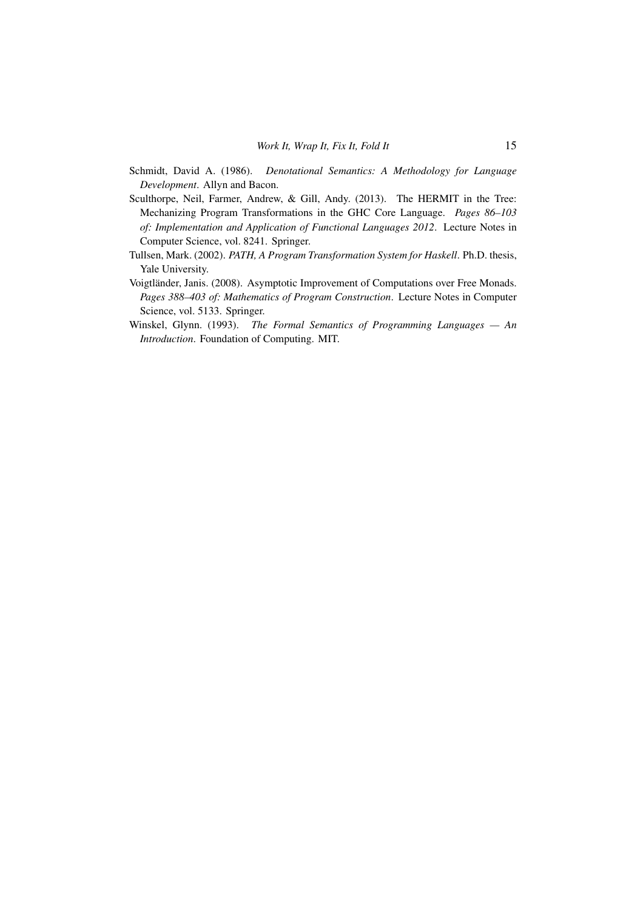Schmidt, David A. (1986). *Denotational Semantics: A Methodology for Language Development*. Allyn and Bacon.

Sculthorpe, Neil, Farmer, Andrew, & Gill, Andy. (2013). The HERMIT in the Tree: Mechanizing Program Transformations in the GHC Core Language. *Pages 86–103 of: Implementation and Application of Functional Languages 2012*. Lecture Notes in Computer Science, vol. 8241. Springer.

Tullsen, Mark. (2002). *PATH, A Program Transformation System for Haskell*. Ph.D. thesis, Yale University.

Voigtländer, Janis. (2008). Asymptotic Improvement of Computations over Free Monads. *Pages 388–403 of: Mathematics of Program Construction*. Lecture Notes in Computer Science, vol. 5133. Springer.

Winskel, Glynn. (1993). *The Formal Semantics of Programming Languages — An Introduction*. Foundation of Computing. MIT.